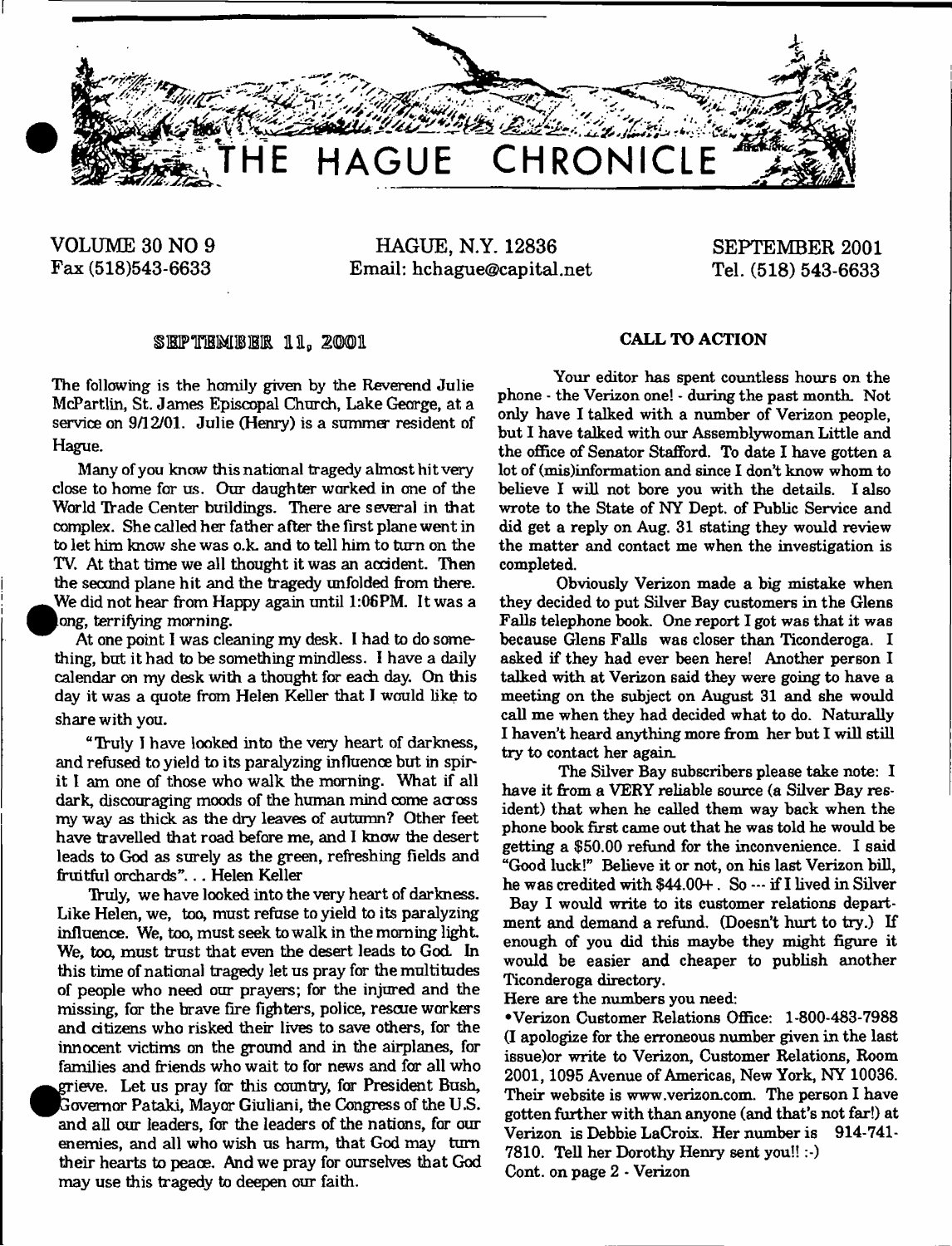# THE HAGUE CHRONICLE

VOLUME 30 NO 9 | HAGUE, N.Y. 12836 | SEPTEMBER 2001
Fax (518)543-6633 | Email: hchague@capital.net | Tel. (518) 543-6633

## SEPTEMBER 11, 2001

The following is the homily given by the Reverend Julie McPartlin, St. James Episcopal Church, Lake George, at a service on 9/12/01. Julie (Henry) is a summer resident of Hague.

Many of you know this national tragedy almost hit very close to home for us. Our daughter worked in one of the World Trade Center buildings. There are several in that complex. She called her father after the first plane went in to let him know she was o.k. and to tell him to turn on the TV. At that time we all thought it was an accident. Then the second plane hit and the tragedy unfolded from there. We did not hear from Happy again until 1:06PM. It was a long, terrifying morning.

At one point I was cleaning my desk. I had to do something, but it had to be something mindless. I have a daily calendar on my desk with a thought for each day. On this day it was a quote from Helen Keller that I would like to share with you.

"Truly I have looked into the very heart of darkness, and refused to yield to its paralyzing influence but in spirit I am one of those who walk the morning. What if all dark, discouraging moods of the human mind come across my way as thick as the dry leaves of autumn? Other feet have travelled that road before me, and I know the desert leads to God as surely as the green, refreshing fields and fruitful orchards"... Helen Keller

Truly, we have looked into the very heart of darkness. Like Helen, we, too, must refuse to yield to its paralyzing influence. We, too, must seek to walk in the morning light. We, too, must trust that even the desert leads to God. In this time of national tragedy let us pray for the multitudes of people who need our prayers; for the injured and the missing, for the brave fire fighters, police, rescue workers and citizens who risked their lives to save others, for the innocent victims on the ground and in the airplanes, for families and friends who wait to for news and for all who grieve. Let us pray for this country, for President Bush, Governor Pataki, Mayor Giuliani, the Congress of the U.S. and all our leaders, for the leaders of the nations, for our enemies, and all who wish us harm, that God may turn their hearts to peace. And we pray for ourselves that God may use this tragedy to deepen our faith.

## CALL TO ACTION

Your editor has spent countless hours on the phone - the Verizon one! - during the past month. Not only have I talked with a number of Verizon people, but I have talked with our Assemblywoman Little and the office of Senator Stafford. To date I have gotten a lot of (mis)information and since I don't know whom to believe I will not bore you with the details. I also wrote to the State of NY Dept. of Public Service and did get a reply on Aug. 31 stating they would review the matter and contact me when the investigation is completed.

Obviously Verizon made a big mistake when they decided to put Silver Bay customers in the Glens Falls telephone book. One report I got was that it was because Glens Falls was closer than Ticonderoga. I asked if they had ever been here! Another person I talked with at Verizon said they were going to have a meeting on the subject on August 31 and she would call me when they had decided what to do. Naturally I haven't heard anything more from her but I will still try to contact her again.

The Silver Bay subscribers please take note: I have it from a VERY reliable source (a Silver Bay resident) that when he called them way back when the phone book first came out that he was told he would be getting a $50.00 refund for the inconvenience. I said "Good luck!" Believe it or not, on his last Verizon bill, he was credited with $44.00+. So --- if I lived in Silver Bay I would write to its customer relations department and demand a refund. (Doesn't hurt to try.) If enough of you did this maybe they might figure it would be easier and cheaper to publish another Ticonderoga directory.

Here are the numbers you need:

• Verizon Customer Relations Office: 1-800-483-7988 (I apologize for the erroneous number given in the last issue)or write to Verizon, Customer Relations, Room 2001, 1095 Avenue of Americas, New York, NY 10036. Their website is www.verizon.com. The person I have gotten further with than anyone (and that's not far!) at Verizon is Debbie LaCroix. Her number is 914-741-7810. Tell her Dorothy Henry sent you!! :-)

Cont. on page 2 - Verizon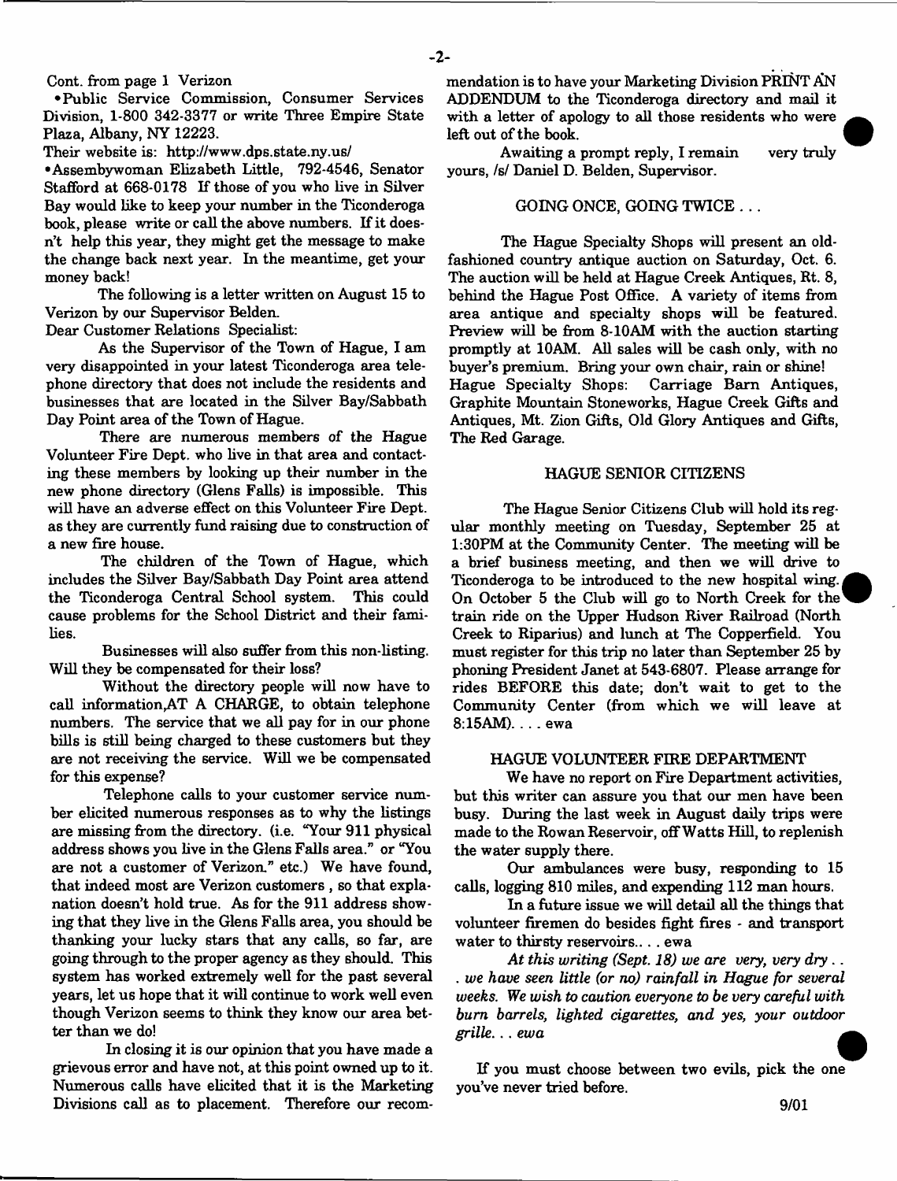Cont. from page 1 Verizon

•Public Service Commission, Consumer Services Division, 1-800 342-3377 or write Three Empire State Plaza, Albany, NY 12223.

Their website is: http://www.dps.state.ny.us/

•Assembywoman Elizabeth Little, 792-4546, Senator Stafford at 668-0178 If those of you who live in Silver Bay would like to keep your number in the Ticonderoga book, please write or call the above numbers. If it doesn't help this year, they might get the message to make the change back next year. In the meantime, get your money back!

The following is a letter written on August 15 to Verizon by our Supervisor Belden.

Dear Customer Relations Specialist:

As the Supervisor of the Town of Hague, I am very disappointed in your latest Ticonderoga area telephone directory that does not include the residents and businesses that are located in the Silver Bay/Sabbath Day Point area of the Town of Hague.

There are numerous members of the Hague Volunteer Fire Dept. who live in that area and contacting these members by looking up their number in the new phone directory (Glens Falls) is impossible. This will have an adverse effect on this Volunteer Fire Dept. as they are currently fund raising due to construction of a new fire house.

The children of the Town of Hague, which includes the Silver Bay/Sabbath Day Point area attend the Ticonderoga Central School system. This could cause problems for the School District and their families.

Businesses will also suffer from this non-listing. Will they be compensated for their loss?

Without the directory people will now have to call information,AT A CHARGE, to obtain telephone numbers. The service that we all pay for in our phone bills is still being charged to these customers but they are not receiving the service. Will we be compensated for this expense?

Telephone calls to your customer service number elicited numerous responses as to why the listings are missing from the directory. (i.e. "Your 911 physical address shows you live in the Glens Falls area." or "You are not a customer of Verizon." etc.) We have found, that indeed most are Verizon customers , so that explanation doesn't hold true. As for the 911 address showing that they live in the Glens Falls area, you should be thanking your lucky stars that any calls, so far, are going through to the proper agency as they should. This system has worked extremely well for the past several years, let us hope that it will continue to work well even though Verizon seems to think they know our area better than we do!

In closing it is our opinion that you have made a grievous error and have not, at this point owned up to it. Numerous calls have elicited that it is the Marketing Divisions call as to placement. Therefore our recommendation is to have your Marketing Division PRINT AN ADDENDUM to the Ticonderoga directory and mail it with a letter of apology to all those residents who were left out of the book.

Awaiting a prompt reply, I remain very truly yours, /s/ Daniel D. Belden, Supervisor.

## GOING ONCE, GOING TWICE . . .

The Hague Specialty Shops will present an old-fashioned country antique auction on Saturday, Oct. 6. The auction will be held at Hague Creek Antiques, Rt. 8, behind the Hague Post Office. A variety of items from area antique and specialty shops will be featured. Preview will be from 8-10AM with the auction starting promptly at 10AM. All sales will be cash only, with no buyer's premium. Bring your own chair, rain or shine! Hague Specialty Shops: Carriage Barn Antiques, Graphite Mountain Stoneworks, Hague Creek Gifts and Antiques, Mt. Zion Gifts, Old Glory Antiques and Gifts, The Red Garage.

## HAGUE SENIOR CITIZENS

The Hague Senior Citizens Club will hold its regular monthly meeting on Tuesday, September 25 at 1:30PM at the Community Center. The meeting will be a brief business meeting, and then we will drive to Ticonderoga to be introduced to the new hospital wing. On October 5 the Club will go to North Creek for the train ride on the Upper Hudson River Railroad (North Creek to Riparius) and lunch at The Copperfield. You must register for this trip no later than September 25 by phoning President Janet at 543-6807. Please arrange for rides BEFORE this date; don't wait to get to the Community Center (from which we will leave at 8:15AM). . . . ewa

## HAGUE VOLUNTEER FIRE DEPARTMENT

We have no report on Fire Department activities, but this writer can assure you that our men have been busy. During the last week in August daily trips were made to the Rowan Reservoir, off Watts Hill, to replenish the water supply there.

Our ambulances were busy, responding to 15 calls, logging 810 miles, and expending 112 man hours.

In a future issue we will detail all the things that volunteer firemen do besides fight fires - and transport water to thirsty reservoirs.. . . ewa

*At this writing (Sept. 18) we are very, very dry . . . we have seen little (or no) rainfall in Hague for several weeks. We wish to caution everyone to be very careful with burn barrels, lighted cigarettes, and yes, your outdoor grille. . . ewa*

If you must choose between two evils, pick the one you've never tried before.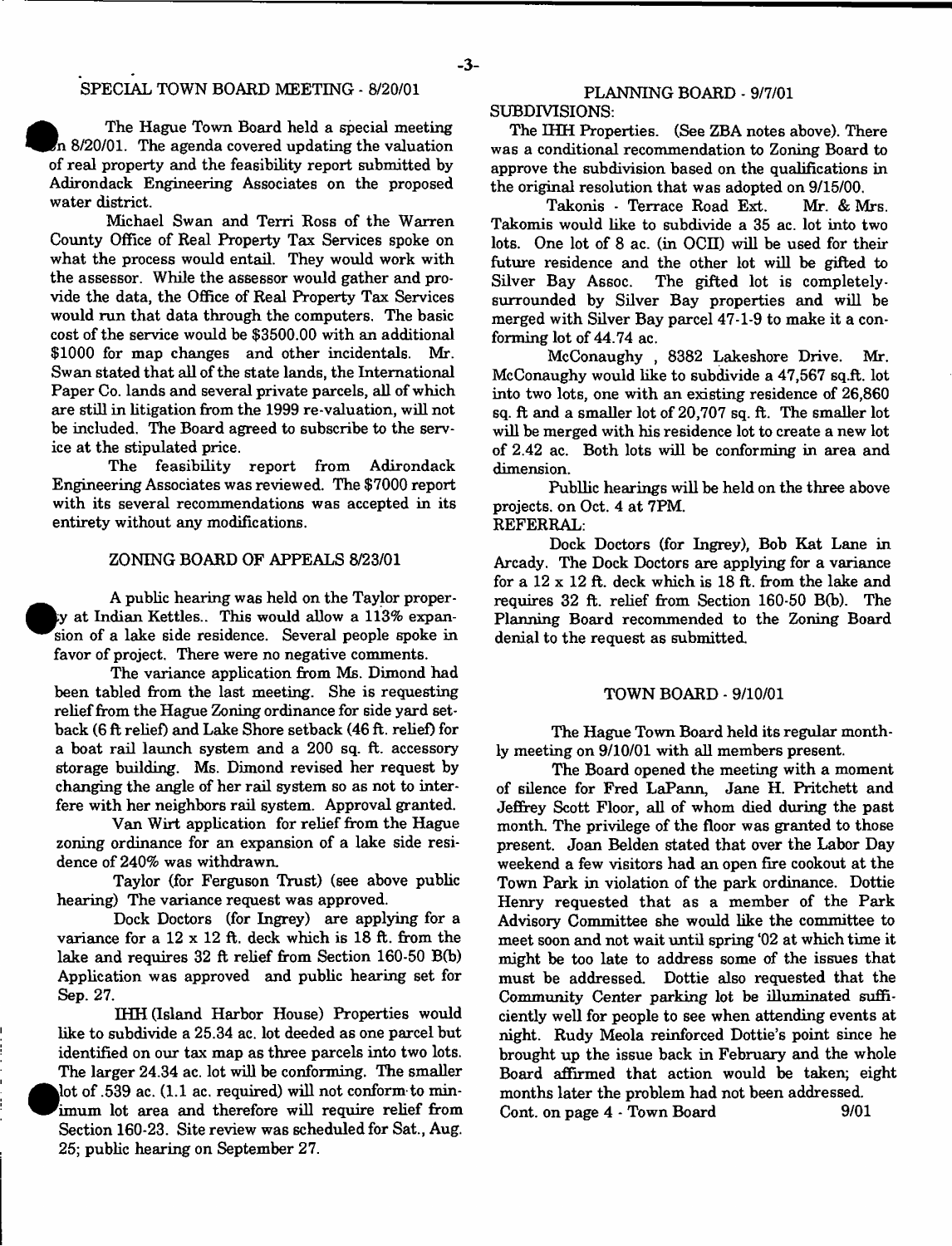## SPECIAL TOWN BOARD MEETING - 8/20/01

The Hague Town Board held a special meeting on 8/20/01. The agenda covered updating the valuation of real property and the feasibility report submitted by Adirondack Engineering Associates on the proposed water district.

Michael Swan and Terri Ross of the Warren County Office of Real Property Tax Services spoke on what the process would entail. They would work with the assessor. While the assessor would gather and provide the data, the Office of Real Property Tax Services would run that data through the computers. The basic cost of the service would be $3500.00 with an additional $1000 for map changes and other incidentals. Mr. Swan stated that all of the state lands, the International Paper Co. lands and several private parcels, all of which are still in litigation from the 1999 re-valuation, will not be included. The Board agreed to subscribe to the service at the stipulated price.

The feasibility report from Adirondack Engineering Associates was reviewed. The $7000 report with its several recommendations was accepted in its entirety without any modifications.

## ZONING BOARD OF APPEALS 8/23/01

A public hearing was held on the Taylor property at Indian Kettles.. This would allow a 113% expansion of a lake side residence. Several people spoke in favor of project. There were no negative comments.

The variance application from Ms. Dimond had been tabled from the last meeting. She is requesting relief from the Hague Zoning ordinance for side yard setback (6 ft relief) and Lake Shore setback (46 ft. relief) for a boat rail launch system and a 200 sq. ft. accessory storage building. Ms. Dimond revised her request by changing the angle of her rail system so as not to interfere with her neighbors rail system. Approval granted.

Van Wirt application for relief from the Hague zoning ordinance for an expansion of a lake side residence of 240% was withdrawn.

Taylor (for Ferguson Trust) (see above public hearing) The variance request was approved.

Dock Doctors (for Ingrey) are applying for a variance for a 12 x 12 ft. deck which is 18 ft. from the lake and requires 32 ft relief from Section 160-50 B(b) Application was approved and public hearing set for Sep. 27.

IHH (Island Harbor House) Properties would like to subdivide a 25.34 ac. lot deeded as one parcel but identified on our tax map as three parcels into two lots. The larger 24.34 ac. lot will be conforming. The smaller lot of .539 ac. (1.1 ac. required) will not conform to minimum lot area and therefore will require relief from Section 160-23. Site review was scheduled for Sat., Aug. 25; public hearing on September 27.

## PLANNING BOARD - 9/7/01

SUBDIVISIONS:

The IHH Properties. (See ZBA notes above). There was a conditional recommendation to Zoning Board to approve the subdivision based on the qualifications in the original resolution that was adopted on 9/15/00.

Takonis - Terrace Road Ext. Mr. & Mrs. Takomis would like to subdivide a 35 ac. lot into two lots. One lot of 8 ac. (in OCII) will be used for their future residence and the other lot will be gifted to Silver Bay Assoc. The gifted lot is completely-surrounded by Silver Bay properties and will be merged with Silver Bay parcel 47-1-9 to make it a conforming lot of 44.74 ac.

McConaughy , 8382 Lakeshore Drive. Mr. McConaughy would like to subdivide a 47,567 sq.ft. lot into two lots, one with an existing residence of 26,860 sq. ft and a smaller lot of 20,707 sq. ft. The smaller lot will be merged with his residence lot to create a new lot of 2.42 ac. Both lots will be conforming in area and dimension.

Publlic hearings will be held on the three above projects. on Oct. 4 at 7PM.

REFERRAL:

Dock Doctors (for Ingrey), Bob Kat Lane in Arcady. The Dock Doctors are applying for a variance for a 12 x 12 ft. deck which is 18 ft. from the lake and requires 32 ft. relief from Section 160-50 B(b). The Planning Board recommended to the Zoning Board denial to the request as submitted.

## TOWN BOARD - 9/10/01

The Hague Town Board held its regular monthly meeting on 9/10/01 with all members present.

The Board opened the meeting with a moment of silence for Fred LaPann, Jane H. Pritchett and Jeffrey Scott Floor, all of whom died during the past month. The privilege of the floor was granted to those present. Joan Belden stated that over the Labor Day weekend a few visitors had an open fire cookout at the Town Park in violation of the park ordinance. Dottie Henry requested that as a member of the Park Advisory Committee she would like the committee to meet soon and not wait until spring '02 at which time it might be too late to address some of the issues that must be addressed. Dottie also requested that the Community Center parking lot be illuminated sufficiently well for people to see when attending events at night. Rudy Meola reinforced Dottie's point since he brought up the issue back in February and the whole Board affirmed that action would be taken; eight months later the problem had not been addressed.

Cont. on page 4 - Town Board 9/01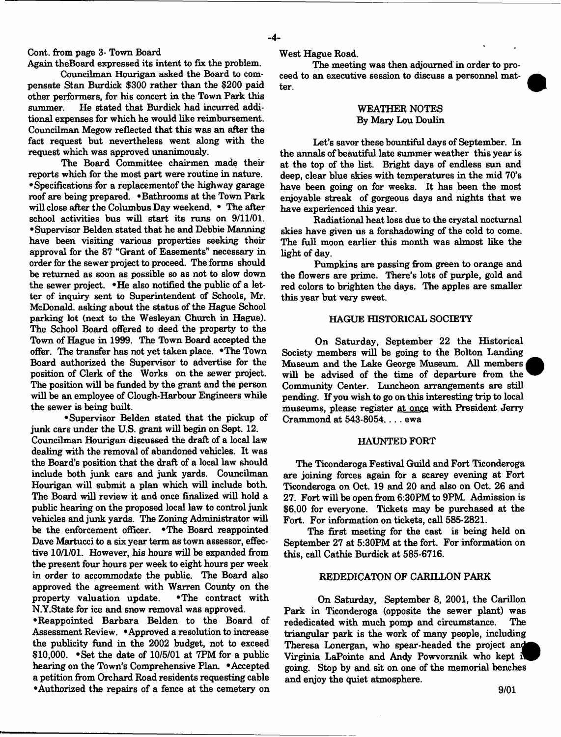Cont. from page 3- Town Board

Again theBoard expressed its intent to fix the problem.

Councilman Hourigan asked the Board to compensate Stan Burdick $300 rather than the $200 paid other performers, for his concert in the Town Park this summer. He stated that Burdick had incurred additional expenses for which he would like reimbursement. Councilman Megow reflected that this was an after the fact request but nevertheless went along with the request which was approved unanimously.

The Board Committee chairmen made their reports which for the most part were routine in nature. •Specifications for a replacementof the highway garage roof are being prepared. •Bathrooms at the Town Park will close after the Columbus Day weekend. • The after school activities bus will start its runs on 9/11/01. •Supervisor Belden stated that he and Debbie Manning have been visiting various properties seeking their approval for the 87 "Grant of Easements" necessary in order for the sewer project to proceed. The forms should be returned as soon as possible so as not to slow down the sewer project. •He also notified the public of a letter of inquiry sent to Superintendent of Schools, Mr. McDonald. asking about the status of the Hague School parking lot (next to the Wesleyan Church in Hague). The School Board offered to deed the property to the Town of Hague in 1999. The Town Board accepted the offer. The transfer has not yet taken place. •The Town Board authorized the Supervisor to advertise for the position of Clerk of the Works on the sewer project. The position will be funded by the grant and the person will be an employee of Clough-Harbour Engineers while the sewer is being built.

•Supervisor Belden stated that the pickup of junk cars under the U.S. grant will begin on Sept. 12. Councilman Hourigan discussed the draft of a local law dealing with the removal of abandoned vehicles. It was the Board's position that the draft of a local law should include both junk cars and junk yards. Councilman Hourigan will submit a plan which will include both. The Board will review it and once finalized will hold a public hearing on the proposed local law to control junk vehicles and junk yards. The Zoning Administrator will be the enforcement officer. •The Board reappointed Dave Martucci to a six year term as town assessor, effective 10/1/01. However, his hours will be expanded from the present four hours per week to eight hours per week in order to accommodate the public. The Board also approved the agreement with Warren County on the property valuation update. •The contract with N.Y.State for ice and snow removal was approved. •Reappointed Barbara Belden to the Board of Assessment Review. •Approved a resolution to increase the publicity fund in the 2002 budget, not to exceed $10,000. •Set the date of 10/5/01 at 7PM for a public hearing on the Town's Comprehensive Plan. •Accepted a petition from Orchard Road residents requesting cable •Authorized the repairs of a fence at the cemetery on West Hague Road.

The meeting was then adjourned in order to proceed to an executive session to discuss a personnel matter.

## WEATHER NOTES

By Mary Lou Doulin

Let's savor these bountiful days of September. In the annals of beautiful late summer weather this year is at the top of the list. Bright days of endless sun and deep, clear blue skies with temperatures in the mid 70's have been going on for weeks. It has been the most enjoyable streak of gorgeous days and nights that we have experienced this year.

Radiational heat loss due to the crystal nocturnal skies have given us a forshadowing of the cold to come. The full moon earlier this month was almost like the light of day.

Pumpkins are passing from green to orange and the flowers are prime. There's lots of purple, gold and red colors to brighten the days. The apples are smaller this year but very sweet.

## HAGUE HISTORICAL SOCIETY

On Saturday, September 22 the Historical Society members will be going to the Bolton Landing Museum and the Lake George Museum. All members will be advised of the time of departure from the Community Center. Luncheon arrangements are still pending. If you wish to go on this interesting trip to local museums, please register at once with President Jerry Crammond at 543-8054. . . . ewa

## HAUNTED FORT

The Ticonderoga Festival Guild and Fort Ticonderoga are joining forces again for a scarey evening at Fort Ticonderoga on Oct. 19 and 20 and also on Oct. 26 and 27. Fort will be open from 6:30PM to 9PM. Admission is $6.00 for everyone. Tickets may be purchased at the Fort. For information on tickets, call 585-2821.

The first meeting for the cast is being held on September 27 at 5:30PM at the fort. For information on this, call Cathie Burdick at 585-6716.

## REDEDICATON OF CARILLON PARK

On Saturday, September 8, 2001, the Carillon Park in Ticonderoga (opposite the sewer plant) was rededicated with much pomp and circumstance. The triangular park is the work of many people, including Theresa Lonergan, who spear-headed the project and Virginia LaPointe and Andy Powvorznik who kept it going. Stop by and sit on one of the memorial benches and enjoy the quiet atmosphere.

9/01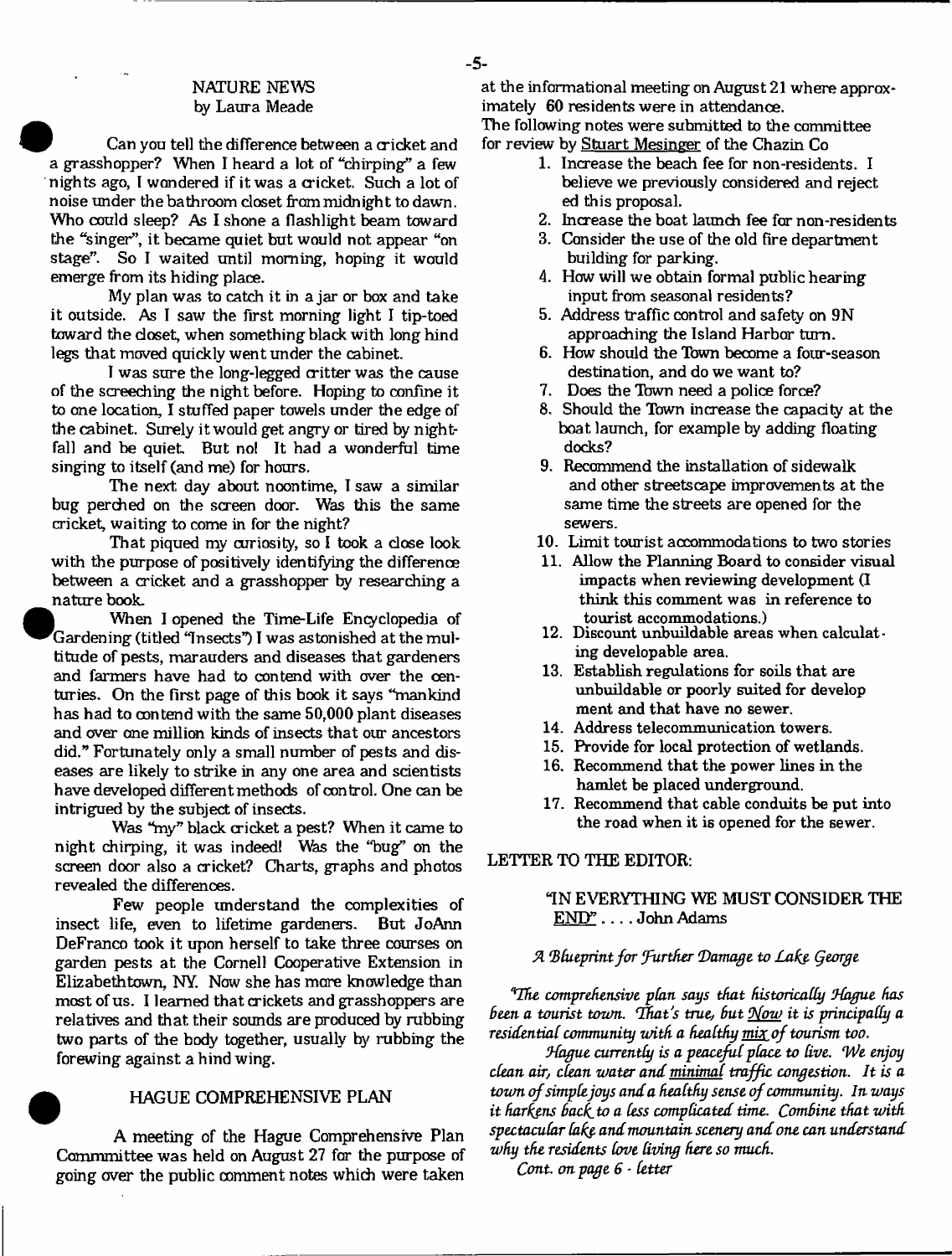## NATURE NEWS
by Laura Meade

Can you tell the difference between a cricket and a grasshopper? When I heard a lot of "chirping" a few nights ago, I wondered if it was a cricket. Such a lot of noise under the bathroom closet from midnight to dawn. Who could sleep? As I shone a flashlight beam toward the "singer", it became quiet but would not appear "on stage". So I waited until morning, hoping it would emerge from its hiding place.

My plan was to catch it in a jar or box and take it outside. As I saw the first morning light I tip-toed toward the closet, when something black with long hind legs that moved quickly went under the cabinet.

I was sure the long-legged critter was the cause of the screeching the night before. Hoping to confine it to one location, I stuffed paper towels under the edge of the cabinet. Surely it would get angry or tired by nightfall and be quiet. But no! It had a wonderful time singing to itself (and me) for hours.

The next day about noontime, I saw a similar bug perched on the screen door. Was this the same cricket, waiting to come in for the night?

That piqued my curiosity, so I took a close look with the purpose of positively identifying the difference between a cricket and a grasshopper by researching a nature book.

When I opened the Time-Life Encyclopedia of Gardening (titled "Insects") I was astonished at the multitude of pests, marauders and diseases that gardeners and farmers have had to contend with over the centuries. On the first page of this book it says "mankind has had to contend with the same 50,000 plant diseases and over one million kinds of insects that our ancestors did." Fortunately only a small number of pests and diseases are likely to strike in any one area and scientists have developed different methods of control. One can be intrigued by the subject of insects.

Was "my" black cricket a pest? When it came to night chirping, it was indeed! Was the "bug" on the screen door also a cricket? Charts, graphs and photos revealed the differences.

Few people understand the complexities of insect life, even to lifetime gardeners. But JoAnn DeFranco took it upon herself to take three courses on garden pests at the Cornell Cooperative Extension in Elizabethtown, NY. Now she has more knowledge than most of us. I learned that crickets and grasshoppers are relatives and that their sounds are produced by rubbing two parts of the body together, usually by rubbing the forewing against a hind wing.

## HAGUE COMPREHENSIVE PLAN

A meeting of the Hague Comprehensive Plan Commmittee was held on August 27 for the purpose of going over the public comment notes which were taken at the informational meeting on August 21 where approximately 60 residents were in attendance.

The following notes were submitted to the committee for review by Stuart Mesinger of the Chazin Co

1. Increase the beach fee for non-residents. I believe we previously considered and rejected this proposal.
2. Increase the boat launch fee for non-residents
3. Consider the use of the old fire department building for parking.
4. How will we obtain formal public hearing input from seasonal residents?
5. Address traffic control and safety on 9N approaching the Island Harbor turn.
6. How should the Town become a four-season destination, and do we want to?
7. Does the Town need a police force?
8. Should the Town increase the capacity at the boat launch, for example by adding floating docks?
9. Recommend the installation of sidewalk and other streetscape improvements at the same time the streets are opened for the sewers.
10. Limit tourist accommodations to two stories
11. Allow the Planning Board to consider visual impacts when reviewing development (I think this comment was in reference to tourist accommodations.)
12. Discount unbuildable areas when calculating developable area.
13. Establish regulations for soils that are unbuildable or poorly suited for development and that have no sewer.
14. Address telecommunication towers.
15. Provide for local protection of wetlands.
16. Recommend that the power lines in the hamlet be placed underground.
17. Recommend that cable conduits be put into the road when it is opened for the sewer.

## LETTER TO THE EDITOR:

"IN EVERYTHING WE MUST CONSIDER THE END" . . . . John Adams

*A Blueprint for Further Damage to Lake George*

*"The comprehensive plan says that historically Hague has been a tourist town. That's true, but Now it is principally a residential community with a healthy mix of tourism too.*

*Hague currently is a peaceful place to live. We enjoy clean air, clean water and minimal traffic congestion. It is a town of simple joys and a healthy sense of community. In ways it harkens back to a less complicated time. Combine that with spectacular lake and mountain scenery and one can understand why the residents love living here so much.*

*Cont. on page 6 - letter*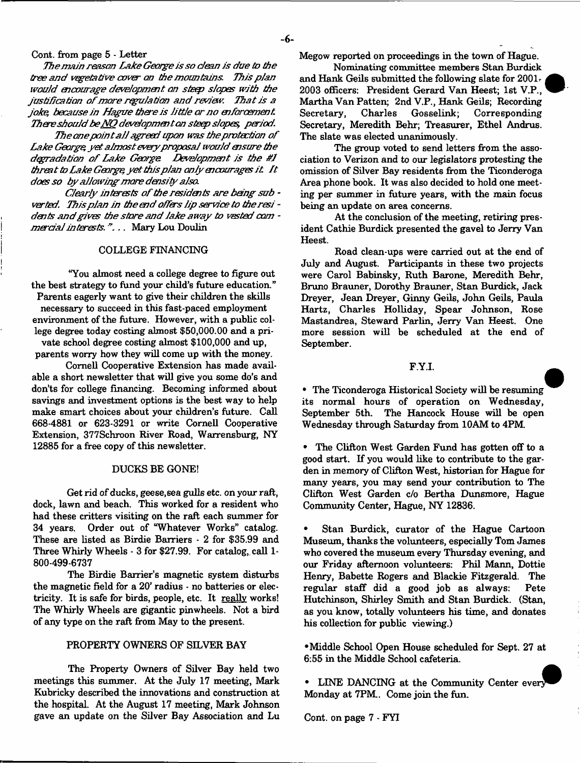Cont. from page 5 - Letter

*The main reason Lake George is so clean is due to the tree and vegetative cover on the mountains. This plan would encourage development on steep slopes with the justification of more regulation and review. That is a joke, because in Hague there is little or no enforcement. There should be NO development on steep slopes, period.*

*The one point all agreed upon was the protection of Lake George, yet almost every proposal would ensure the degradation of Lake George. Development is the #1 threat to Lake George, yet this plan only encourages it. It does so by allowing more density also.*

*Clearly interests of the residents are being subverted. This plan in the end offers lip service to the residents and gives the store and lake away to vested commercial interests."...* Mary Lou Doulin

## COLLEGE FINANCING

"You almost need a college degree to figure out the best strategy to fund your child's future education." Parents eagerly want to give their children the skills necessary to succeed in this fast-paced employment environment of the future. However, with a public college degree today costing almost $50,000.00 and a private school degree costing almost $100,000 and up, parents worry how they will come up with the money.

Cornell Cooperative Extension has made available a short newsletter that will give you some do's and don'ts for college financing. Becoming informed about savings and investment options is the best way to help make smart choices about your children's future. Call 668-4881 or 623-3291 or write Cornell Cooperative Extension, 377Schroon River Road, Warrensburg, NY 12885 for a free copy of this newsletter.

## DUCKS BE GONE!

Get rid of ducks, geese,sea gulls etc. on your raft, dock, lawn and beach. This worked for a resident who had these critters visiting on the raft each summer for 34 years. Order out of "Whatever Works" catalog. These are listed as Birdie Barriers - 2 for $35.99 and Three Whirly Wheels - 3 for $27.99. For catalog, call 1-800-499-6737

The Birdie Barrier's magnetic system disturbs the magnetic field for a 20' radius - no batteries or electricity. It is safe for birds, people, etc. It really works! The Whirly Wheels are gigantic pinwheels. Not a bird of any type on the raft from May to the present.

## PROPERTY OWNERS OF SILVER BAY

The Property Owners of Silver Bay held two meetings this summer. At the July 17 meeting, Mark Kubricky described the innovations and construction at the hospital. At the August 17 meeting, Mark Johnson gave an update on the Silver Bay Association and Lu Megow reported on proceedings in the town of Hague.

Nominating committee members Stan Burdick and Hank Geils submitted the following slate for 2001-2003 officers: President Gerard Van Heest; 1st V.P., Martha Van Patten; 2nd V.P., Hank Geils; Recording Secretary, Charles Gosselink; Corresponding Secretary, Meredith Behr; Treasurer, Ethel Andrus. The slate was elected unanimously.

The group voted to send letters from the association to Verizon and to our legislators protesting the omission of Silver Bay residents from the Ticonderoga Area phone book. It was also decided to hold one meeting per summer in future years, with the main focus being an update on area concerns.

At the conclusion of the meeting, retiring president Cathie Burdick presented the gavel to Jerry Van Heest.

Road clean-ups were carried out at the end of July and August. Participants in these two projects were Carol Babinsky, Ruth Barone, Meredith Behr, Bruno Brauner, Dorothy Brauner, Stan Burdick, Jack Dreyer, Jean Dreyer, Ginny Geils, John Geils, Paula Hartz, Charles Holliday, Spear Johnson, Rose Mastandrea, Steward Parlin, Jerry Van Heest. One more session will be scheduled at the end of September.

## F.Y.I.

- The Ticonderoga Historical Society will be resuming its normal hours of operation on Wednesday, September 5th. The Hancock House will be open Wednesday through Saturday from 10AM to 4PM.

- The Clifton West Garden Fund has gotten off to a good start. If you would like to contribute to the garden in memory of Clifton West, historian for Hague for many years, you may send your contribution to The Clifton West Garden c/o Bertha Dunsmore, Hague Community Center, Hague, NY 12836.

- Stan Burdick, curator of the Hague Cartoon Museum, thanks the volunteers, especially Tom James who covered the museum every Thursday evening, and our Friday afternoon volunteers: Phil Mann, Dottie Henry, Babette Rogers and Blackie Fitzgerald. The regular staff did a good job as always: Pete Hutchinson, Shirley Smith and Stan Burdick. (Stan, as you know, totally volunteers his time, and donates his collection for public viewing.)

- Middle School Open House scheduled for Sept. 27 at 6:55 in the Middle School cafeteria.

- LINE DANCING at the Community Center every Monday at 7PM.. Come join the fun.

Cont. on page 7 - FYI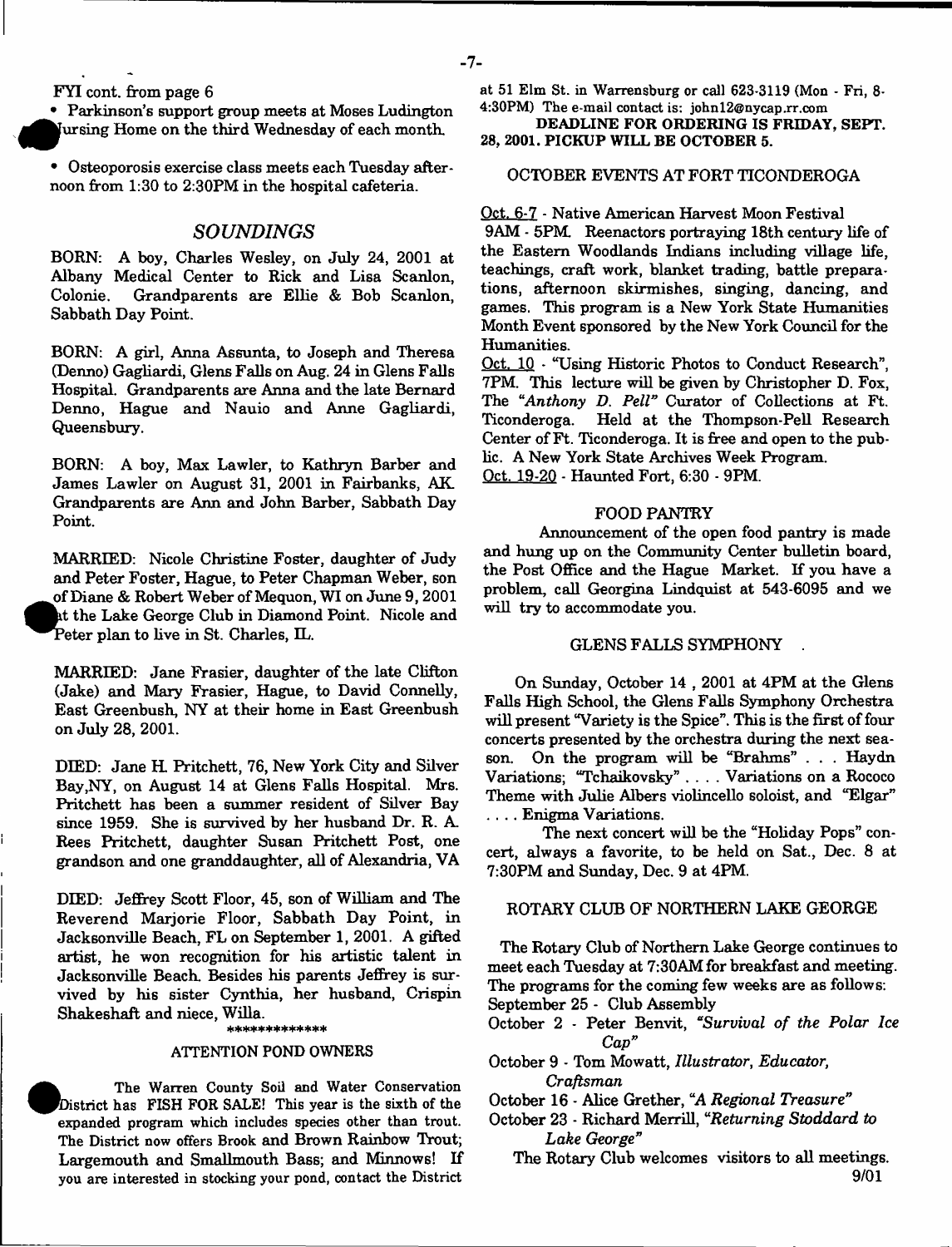FYI cont. from page 6

- Parkinson's support group meets at Moses Ludington Nursing Home on the third Wednesday of each month.
- Osteoporosis exercise class meets each Tuesday afternoon from 1:30 to 2:30PM in the hospital cafeteria.

## *SOUNDINGS*

BORN: A boy, Charles Wesley, on July 24, 2001 at Albany Medical Center to Rick and Lisa Scanlon, Colonie. Grandparents are Ellie & Bob Scanlon, Sabbath Day Point.

BORN: A girl, Anna Assunta, to Joseph and Theresa (Denno) Gagliardi, Glens Falls on Aug. 24 in Glens Falls Hospital. Grandparents are Anna and the late Bernard Denno, Hague and Nauio and Anne Gagliardi, Queensbury.

BORN: A boy, Max Lawler, to Kathryn Barber and James Lawler on August 31, 2001 in Fairbanks, AK. Grandparents are Ann and John Barber, Sabbath Day Point.

MARRIED: Nicole Christine Foster, daughter of Judy and Peter Foster, Hague, to Peter Chapman Weber, son of Diane & Robert Weber of Mequon, WI on June 9, 2001 at the Lake George Club in Diamond Point. Nicole and Peter plan to live in St. Charles, IL.

MARRIED: Jane Frasier, daughter of the late Clifton (Jake) and Mary Frasier, Hague, to David Connelly, East Greenbush, NY at their home in East Greenbush on July 28, 2001.

DIED: Jane H. Pritchett, 76, New York City and Silver Bay,NY, on August 14 at Glens Falls Hospital. Mrs. Pritchett has been a summer resident of Silver Bay since 1959. She is survived by her husband Dr. R. A. Rees Pritchett, daughter Susan Pritchett Post, one grandson and one granddaughter, all of Alexandria, VA

DIED: Jeffrey Scott Floor, 45, son of William and The Reverend Marjorie Floor, Sabbath Day Point, in Jacksonville Beach, FL on September 1, 2001. A gifted artist, he won recognition for his artistic talent in Jacksonville Beach. Besides his parents Jeffrey is survived by his sister Cynthia, her husband, Crispin Shakeshaft and niece, Willa.

\*\*\*\*\*\*\*\*\*\*\*\*\*

### ATTENTION POND OWNERS

The Warren County Soil and Water Conservation District has FISH FOR SALE! This year is the sixth of the expanded program which includes species other than trout. The District now offers Brook and Brown Rainbow Trout; Largemouth and Smallmouth Bass; and Minnows! If you are interested in stocking your pond, contact the District at 51 Elm St. in Warrensburg or call 623-3119 (Mon - Fri, 8-4:30PM) The e-mail contact is: john12@nycap.rr.com

**DEADLINE FOR ORDERING IS FRIDAY, SEPT. 28, 2001. PICKUP WILL BE OCTOBER 5.**

### OCTOBER EVENTS AT FORT TICONDEROGA

Oct. 6-7 - Native American Harvest Moon Festival 9AM - 5PM. Reenactors portraying 18th century life of the Eastern Woodlands Indians including village life, teachings, craft work, blanket trading, battle preparations, afternoon skirmishes, singing, dancing, and games. This program is a New York State Humanities Month Event sponsored by the New York Council for the Humanities.

Oct. 10 - "Using Historic Photos to Conduct Research", 7PM. This lecture will be given by Christopher D. Fox, The *"Anthony D. Pell"* Curator of Collections at Ft. Ticonderoga. Held at the Thompson-Pell Research Center of Ft. Ticonderoga. It is free and open to the public. A New York State Archives Week Program.

Oct. 19-20 - Haunted Fort, 6:30 - 9PM.

### FOOD PANTRY

Announcement of the open food pantry is made and hung up on the Community Center bulletin board, the Post Office and the Hague Market. If you have a problem, call Georgina Lindquist at 543-6095 and we will try to accommodate you.

### GLENS FALLS SYMPHONY

On Sunday, October 14 , 2001 at 4PM at the Glens Falls High School, the Glens Falls Symphony Orchestra will present "Variety is the Spice". This is the first of four concerts presented by the orchestra during the next season. On the program will be "Brahms" . . . Haydn Variations; "Tchaikovsky" . . . . Variations on a Rococo Theme with Julie Albers violincello soloist, and "Elgar" . . . . Enigma Variations.

The next concert will be the "Holiday Pops" concert, always a favorite, to be held on Sat., Dec. 8 at 7:30PM and Sunday, Dec. 9 at 4PM.

### ROTARY CLUB OF NORTHERN LAKE GEORGE

The Rotary Club of Northern Lake George continues to meet each Tuesday at 7:30AM for breakfast and meeting. The programs for the coming few weeks are as follows:

September 25 - Club Assembly
October 2 - Peter Benvit, *"Survival of the Polar Ice Cap"*
October 9 - Tom Mowatt, *Illustrator, Educator, Craftsman*
October 16 - Alice Grether, *"A Regional Treasure"*
October 23 - Richard Merrill, *"Returning Stoddard to Lake George"*

The Rotary Club welcomes visitors to all meetings.

9/01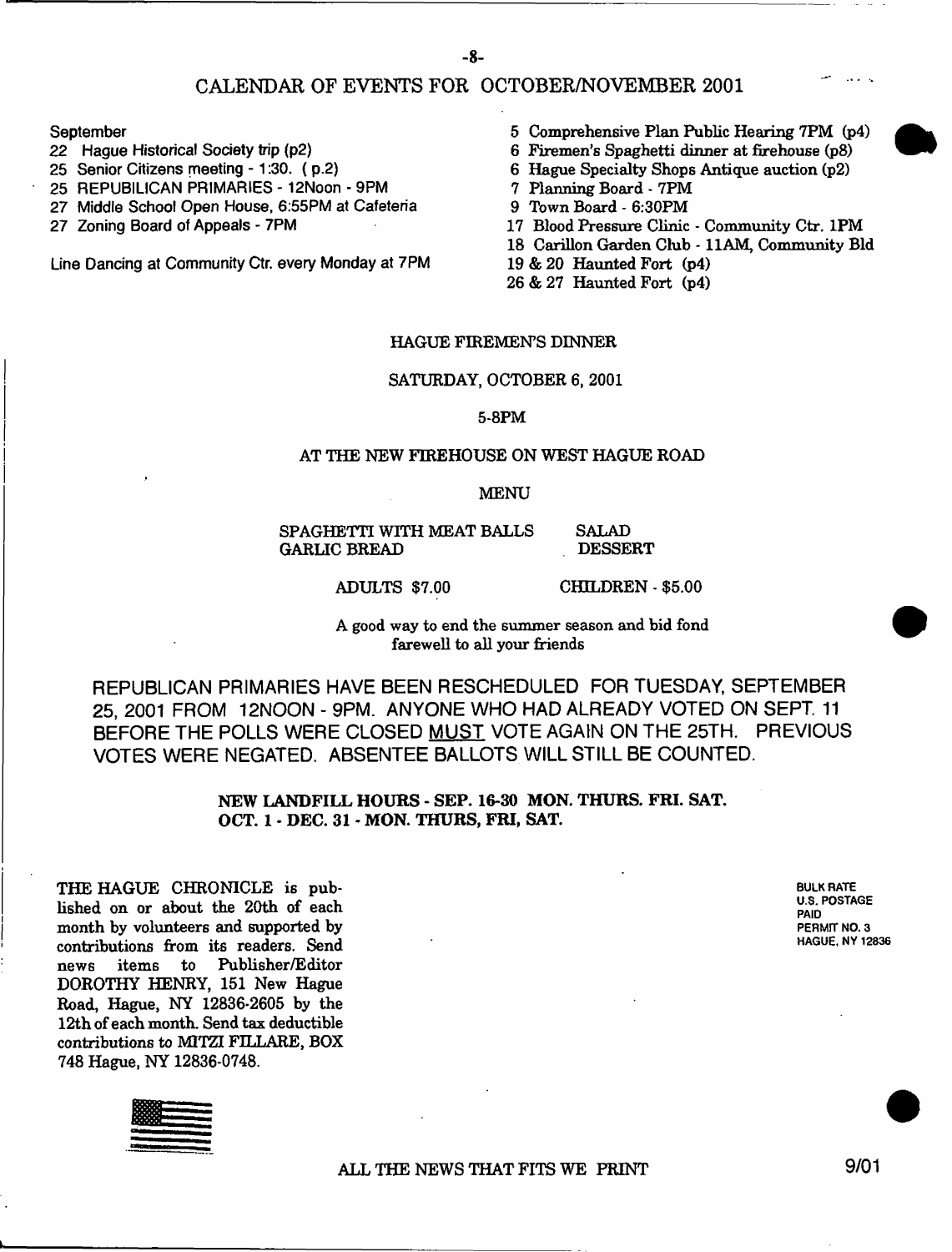## CALENDAR OF EVENTS FOR OCTOBER/NOVEMBER 2001

September

- 22 Hague Historical Society trip (p2)
- 25 Senior Citizens meeting - 1:30. ( p.2)
- 25 REPUBILICAN PRIMARIES - 12Noon - 9PM
- 27 Middle School Open House, 6:55PM at Cafeteria
- 27 Zoning Board of Appeals - 7PM

Line Dancing at Community Ctr. every Monday at 7PM

- 5 Comprehensive Plan Public Hearing 7PM (p4)
- 6 Firemen's Spaghetti dinner at firehouse (p8)
- 6 Hague Specialty Shops Antique auction (p2)
- 7 Planning Board - 7PM
- 9 Town Board - 6:30PM
- 17 Blood Pressure Clinic - Community Ctr. 1PM
- 18 Carillon Garden Club - 11AM, Community Bld
- 19 & 20 Haunted Fort (p4)
- 26 & 27 Haunted Fort (p4)

HAGUE FIREMEN'S DINNER

SATURDAY, OCTOBER 6, 2001

5-8PM

AT THE NEW FIREHOUSE ON WEST HAGUE ROAD

MENU

SPAGHETTI WITH MEAT BALLS  SALAD
GARLIC BREAD  DESSERT

ADULTS $7.00  CHILDREN - $5.00

A good way to end the summer season and bid fond farewell to all your friends

REPUBLICAN PRIMARIES HAVE BEEN RESCHEDULED FOR TUESDAY, SEPTEMBER 25, 2001 FROM 12NOON - 9PM. ANYONE WHO HAD ALREADY VOTED ON SEPT. 11 BEFORE THE POLLS WERE CLOSED MUST VOTE AGAIN ON THE 25TH. PREVIOUS VOTES WERE NEGATED. ABSENTEE BALLOTS WILL STILL BE COUNTED.

**NEW LANDFILL HOURS - SEP. 16-30 MON. THURS. FRI. SAT.**
**OCT. 1 - DEC. 31 - MON. THURS, FRI, SAT.**

THE HAGUE CHRONICLE is published on or about the 20th of each month by volunteers and supported by contributions from its readers. Send news items to Publisher/Editor DOROTHY HENRY, 151 New Hague Road, Hague, NY 12836-2605 by the 12th of each month. Send tax deductible contributions to MITZI FILLARE, BOX 748 Hague, NY 12836-0748.

BULK RATE
U.S. POSTAGE
PAID
PERMIT NO. 3
HAGUE, NY 12836

ALL THE NEWS THAT FITS WE PRINT

9/01